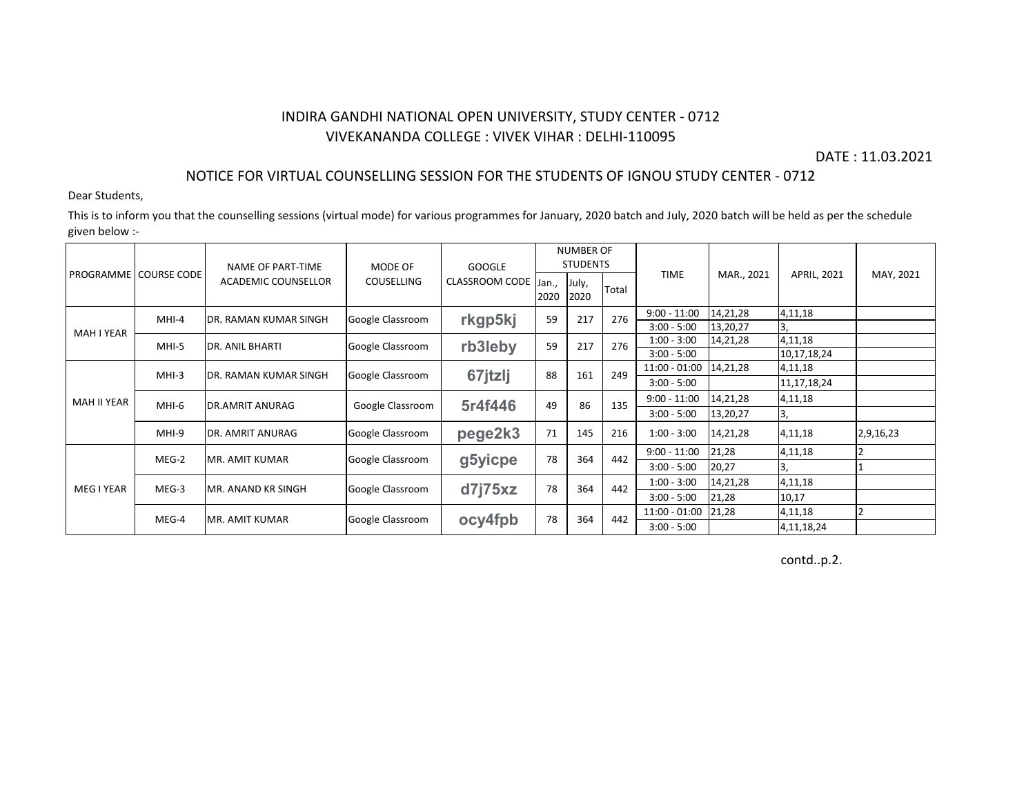# INDIRA GANDHI NATIONAL OPEN UNIVERSITY, STUDY CENTER - 0712

## VIVEKANANDA COLLEGE : VIVEK VIHAR : DELHI-110095

DATE : 11.03.2021

### NOTICE FOR VIRTUAL COUNSELLING SESSION FOR THE STUDENTS OF IGNOU STUDY CENTER - 0712

Dear Students,

This is to inform you that the counselling sessions (virtual mode) for various programmes for January, 2020 batch and July, 2020 batch will be held as per the schedule given below :-

| PROGRAMME | COURSE CODE | NAME OF PART-TIME ACADEMIC COUNSELLOR | MODE OF COUSELLING | GOOGLE CLASSROOM CODE | NUMBER OF STUDENTS | | | TIME | MAR., 2021 | APRIL, 2021 | MAY, 2021 |
|---|---|---|---|---|---|---|---|---|---|---|---|
| | | | | | Jan., 2020 | July, 2020 | Total | | | | |
| MAH I YEAR | MHI-4 | DR. RAMAN KUMAR SINGH | Google Classroom | rkgp5kj | 59 | 217 | 276 | 9:00 - 11:00 | 14,21,28 | 4,11,18 | |
| | | | | | | | | 3:00 - 5:00 | 13,20,27 | 3, | |
| | MHI-5 | DR. ANIL BHARTI | Google Classroom | rb3leby | 59 | 217 | 276 | 1:00 - 3:00 | 14,21,28 | 4,11,18 | |
| | | | | | | | | 3:00 - 5:00 | | 10,17,18,24 | |
| MAH II YEAR | MHI-3 | DR. RAMAN KUMAR SINGH | Google Classroom | 67jtzlj | 88 | 161 | 249 | 11:00 - 01:00 | 14,21,28 | 4,11,18 | |
| | | | | | | | | 3:00 - 5:00 | | 11,17,18,24 | |
| | MHI-6 | DR.AMRIT ANURAG | Google Classroom | 5r4f446 | 49 | 86 | 135 | 9:00 - 11:00 | 14,21,28 | 4,11,18 | |
| | | | | | | | | 3:00 - 5:00 | 13,20,27 | 3, | |
| | MHI-9 | DR. AMRIT ANURAG | Google Classroom | pege2k3 | 71 | 145 | 216 | 1:00 - 3:00 | 14,21,28 | 4,11,18 | 2,9,16,23 |
| MEG I YEAR | MEG-2 | MR. AMIT KUMAR | Google Classroom | g5yicpe | 78 | 364 | 442 | 9:00 - 11:00 | 21,28 | 4,11,18 | 2 |
| | | | | | | | | 3:00 - 5:00 | 20,27 | 3, | 1 |
| | MEG-3 | MR. ANAND KR SINGH | Google Classroom | d7j75xz | 78 | 364 | 442 | 1:00 - 3:00 | 14,21,28 | 4,11,18 | |
| | | | | | | | | 3:00 - 5:00 | 21,28 | 10,17 | |
| | MEG-4 | MR. AMIT KUMAR | Google Classroom | ocy4fpb | 78 | 364 | 442 | 11:00 - 01:00 | 21,28 | 4,11,18 | 2 |
| | | | | | | | | 3:00 - 5:00 | | 4,11,18,24 | |

contd..p.2.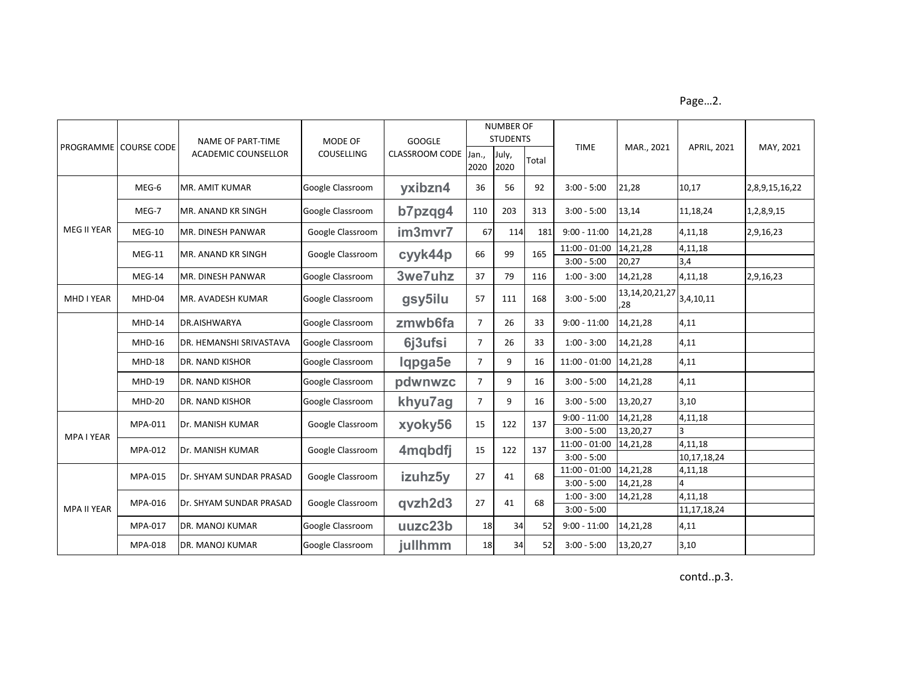| PROGRAMME | COURSE CODE | NAME OF PART-TIME ACADEMIC COUNSELLOR | MODE OF COUSELLING | GOOGLE CLASSROOM CODE | NUMBER OF STUDENTS | | | TIME | MAR., 2021 | APRIL, 2021 | MAY, 2021 |
|---|---|---|---|---|---|---|---|---|---|---|---|
| | | | | | Jan., 2020 | July, 2020 | Total | | | | |
| MEG II YEAR | MEG-6 | MR. AMIT KUMAR | Google Classroom | yxibzn4 | 36 | 56 | 92 | 3:00 - 5:00 | 21,28 | 10,17 | 2,8,9,15,16,22 |
| | MEG-7 | MR. ANAND KR SINGH | Google Classroom | b7pzqg4 | 110 | 203 | 313 | 3:00 - 5:00 | 13,14 | 11,18,24 | 1,2,8,9,15 |
| | MEG-10 | MR. DINESH PANWAR | Google Classroom | im3mvr7 | 67 | 114 | 181 | 9:00 - 11:00 | 14,21,28 | 4,11,18 | 2,9,16,23 |
| | MEG-11 | MR. ANAND KR SINGH | Google Classroom | cyyk44p | 66 | 99 | 165 | 11:00 - 01:00 | 14,21,28 | 4,11,18 | |
| | | | | | | | | 3:00 - 5:00 | 20,27 | 3,4 | |
| | MEG-14 | MR. DINESH PANWAR | Google Classroom | 3we7uhz | 37 | 79 | 116 | 1:00 - 3:00 | 14,21,28 | 4,11,18 | 2,9,16,23 |
| MHD I YEAR | MHD-04 | MR. AVADESH KUMAR | Google Classroom | gsy5ilu | 57 | 111 | 168 | 3:00 - 5:00 | 13,14,20,21,27,28 | 3,4,10,11 | |
| | MHD-14 | DR.AISHWARYA | Google Classroom | zmwb6fa | 7 | 26 | 33 | 9:00 - 11:00 | 14,21,28 | 4,11 | |
| | MHD-16 | DR. HEMANSHI SRIVASTAVA | Google Classroom | 6j3ufsi | 7 | 26 | 33 | 1:00 - 3:00 | 14,21,28 | 4,11 | |
| | MHD-18 | DR. NAND KISHOR | Google Classroom | lqpga5e | 7 | 9 | 16 | 11:00 - 01:00 | 14,21,28 | 4,11 | |
| | MHD-19 | DR. NAND KISHOR | Google Classroom | pdwnwzc | 7 | 9 | 16 | 3:00 - 5:00 | 14,21,28 | 4,11 | |
| | MHD-20 | DR. NAND KISHOR | Google Classroom | khyu7ag | 7 | 9 | 16 | 3:00 - 5:00 | 13,20,27 | 3,10 | |
| MPA I YEAR | MPA-011 | Dr. MANISH KUMAR | Google Classroom | xyoky56 | 15 | 122 | 137 | 9:00 - 11:00 | 14,21,28 | 4,11,18 | |
| | | | | | | | | 3:00 - 5:00 | 13,20,27 | 3 | |
| | MPA-012 | Dr. MANISH KUMAR | Google Classroom | 4mqbdfj | 15 | 122 | 137 | 11:00 - 01:00 | 14,21,28 | 4,11,18 | |
| | | | | | | | | 3:00 - 5:00 | | 10,17,18,24 | |
| MPA II YEAR | MPA-015 | Dr. SHYAM SUNDAR PRASAD | Google Classroom | izuhz5y | 27 | 41 | 68 | 11:00 - 01:00 | 14,21,28 | 4,11,18 | |
| | | | | | | | | 3:00 - 5:00 | 14,21,28 | 4 | |
| | MPA-016 | Dr. SHYAM SUNDAR PRASAD | Google Classroom | qvzh2d3 | 27 | 41 | 68 | 1:00 - 3:00 | 14,21,28 | 4,11,18 | |
| | | | | | | | | 3:00 - 5:00 | | 11,17,18,24 | |
| | MPA-017 | DR. MANOJ KUMAR | Google Classroom | uuzc23b | 18 | 34 | 52 | 9:00 - 11:00 | 14,21,28 | 4,11 | |
| | MPA-018 | DR. MANOJ KUMAR | Google Classroom | jullhmm | 18 | 34 | 52 | 3:00 - 5:00 | 13,20,27 | 3,10 | |

contd..p.3.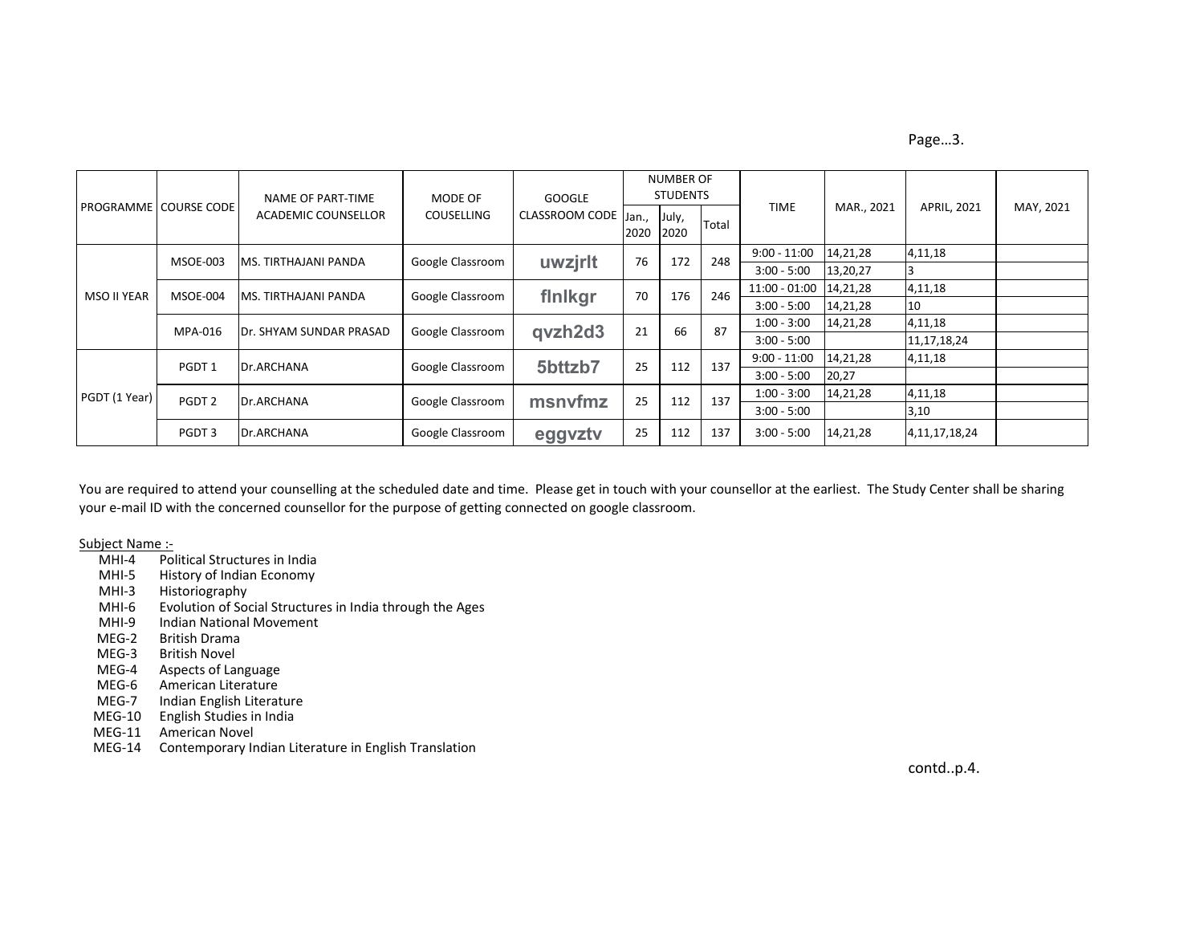| PROGRAMME | COURSE CODE | NAME OF PART-TIME ACADEMIC COUNSELLOR | MODE OF COUSELLING | GOOGLE CLASSROOM CODE | NUMBER OF STUDENTS | | | TIME | MAR., 2021 | APRIL, 2021 | MAY, 2021 |
|---|---|---|---|---|---|---|---|---|---|---|---|
| | | | | | Jan., 2020 | July, 2020 | Total | | | | |
| MSO II YEAR | MSOE-003 | MS. TIRTHAJANI PANDA | Google Classroom | uwzjrlt | 76 | 172 | 248 | 9:00 - 11:00 | 14,21,28 | 4,11,18 | |
| | | | | | | | | 3:00 - 5:00 | 13,20,27 | 3 | |
| | MSOE-004 | MS. TIRTHAJANI PANDA | Google Classroom | flnlkgr | 70 | 176 | 246 | 11:00 - 01:00 | 14,21,28 | 4,11,18 | |
| | | | | | | | | 3:00 - 5:00 | 14,21,28 | 10 | |
| | MPA-016 | Dr. SHYAM SUNDAR PRASAD | Google Classroom | qvzh2d3 | 21 | 66 | 87 | 1:00 - 3:00 | 14,21,28 | 4,11,18 | |
| | | | | | | | | 3:00 - 5:00 | | 11,17,18,24 | |
| PGDT (1 Year) | PGDT 1 | Dr.ARCHANA | Google Classroom | 5bttzb7 | 25 | 112 | 137 | 9:00 - 11:00 | 14,21,28 | 4,11,18 | |
| | | | | | | | | 3:00 - 5:00 | 20,27 | | |
| | PGDT 2 | Dr.ARCHANA | Google Classroom | msnvfmz | 25 | 112 | 137 | 1:00 - 3:00 | 14,21,28 | 4,11,18 | |
| | | | | | | | | 3:00 - 5:00 | | 3,10 | |
| | PGDT 3 | Dr.ARCHANA | Google Classroom | eggvztv | 25 | 112 | 137 | 3:00 - 5:00 | 14,21,28 | 4,11,17,18,24 | |

You are required to attend your counselling at the scheduled date and time. Please get in touch with your counsellor at the earliest. The Study Center shall be sharing your e-mail ID with the concerned counsellor for the purpose of getting connected on google classroom.

Subject Name :-

| | |
|---|---|
| MHI-4 | Political Structures in India |
| MHI-5 | History of Indian Economy |
| MHI-3 | Historiography |
| MHI-6 | Evolution of Social Structures in India through the Ages |
| MHI-9 | Indian National Movement |
| MEG-2 | British Drama |
| MEG-3 | British Novel |
| MEG-4 | Aspects of Language |
| MEG-6 | American Literature |
| MEG-7 | Indian English Literature |
| MEG-10 | English Studies in India |
| MEG-11 | American Novel |
| MEG-14 | Contemporary Indian Literature in English Translation |

contd..p.4.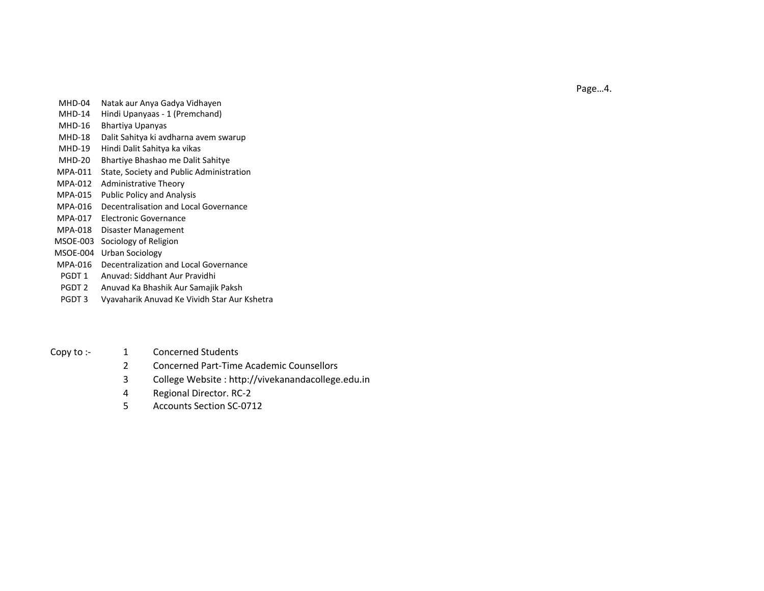| | |
|---|---|
| MHD-04 | Natak aur Anya Gadya Vidhayen |
| MHD-14 | Hindi Upanyaas - 1 (Premchand) |
| MHD-16 | Bhartiya Upanyas |
| MHD-18 | Dalit Sahitya ki avdharna avem swarup |
| MHD-19 | Hindi Dalit Sahitya ka vikas |
| MHD-20 | Bhartiye Bhashao me Dalit Sahitye |
| MPA-011 | State, Society and Public Administration |
| MPA-012 | Administrative Theory |
| MPA-015 | Public Policy and Analysis |
| MPA-016 | Decentralisation and Local Governance |
| MPA-017 | Electronic Governance |
| MPA-018 | Disaster Management |
| MSOE-003 | Sociology of Religion |
| MSOE-004 | Urban Sociology |
| MPA-016 | Decentralization and Local Governance |
| PGDT 1 | Anuvad: Siddhant Aur Pravidhi |
| PGDT 2 | Anuvad Ka Bhashik Aur Samajik Paksh |
| PGDT 3 | Vyavaharik Anuvad Ke Vividh Star Aur Kshetra |

Copy to :-

1. Concerned Students
2. Concerned Part-Time Academic Counsellors
3. College Website : http://vivekanandacollege.edu.in
4. Regional Director. RC-2
5. Accounts Section SC-0712